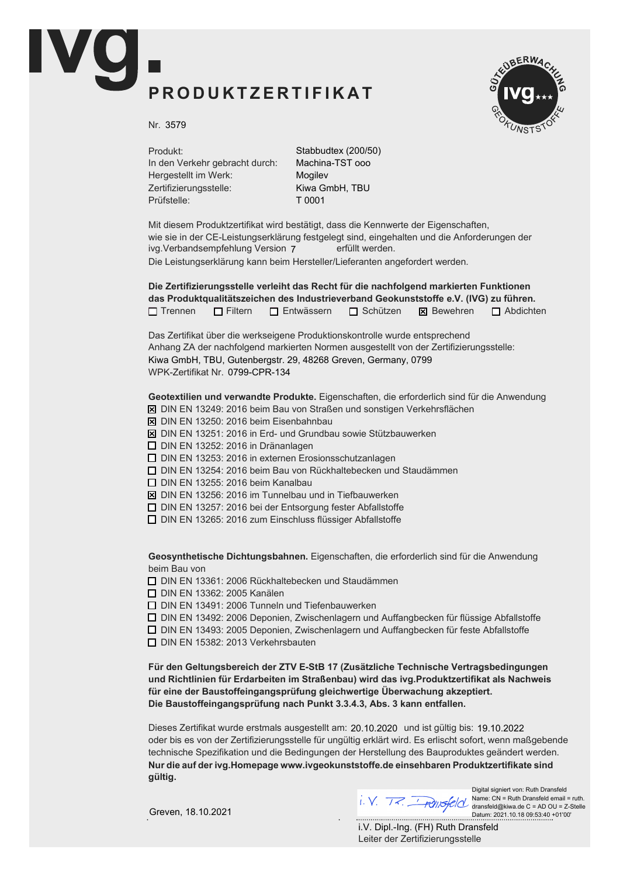# ivg.

## PRODUKTZERTIFIKAT

Nr. 3579

| | |
|---|---|
| Produkt: | Stabbudtex (200/50) |
| In den Verkehr gebracht durch: | Machina-TST ooo |
| Hergestellt im Werk: | Mogilev |
| Zertifizierungsstelle: | Kiwa GmbH, TBU |
| Prüfstelle: | T 0001 |

Mit diesem Produktzertifikat wird bestätigt, dass die Kennwerte der Eigenschaften, wie sie in der CE-Leistungserklärung festgelegt sind, eingehalten und die Anforderungen der ivg.Verbandsempfehlung Version 7 erfüllt werden.
Die Leistungserklärung kann beim Hersteller/Lieferanten angefordert werden.

**Die Zertifizierungsstelle verleiht das Recht für die nachfolgend markierten Funktionen das Produktqualitätszeichen des Industrieverband Geokunststoffe e.V. (IVG) zu führen.**

☐ Trennen ☐ Filtern ☐ Entwässern ☐ Schützen ☒ Bewehren ☐ Abdichten

Das Zertifikat über die werkseigene Produktionskontrolle wurde entsprechend Anhang ZA der nachfolgend markierten Normen ausgestellt von der Zertifizierungsstelle:
Kiwa GmbH, TBU, Gutenbergstr. 29, 48268 Greven, Germany, 0799
WPK-Zertifikat Nr. 0799-CPR-134

**Geotextilien und verwandte Produkte.** Eigenschaften, die erforderlich sind für die Anwendung

- ☒ DIN EN 13249: 2016 beim Bau von Straßen und sonstigen Verkehrsflächen
- ☒ DIN EN 13250: 2016 beim Eisenbahnbau
- ☒ DIN EN 13251: 2016 in Erd- und Grundbau sowie Stützbauwerken
- ☐ DIN EN 13252: 2016 in Dränanlagen
- ☐ DIN EN 13253: 2016 in externen Erosionsschutzanlagen
- ☐ DIN EN 13254: 2016 beim Bau von Rückhaltebecken und Staudämmen
- ☐ DIN EN 13255: 2016 beim Kanalbau
- ☒ DIN EN 13256: 2016 im Tunnelbau und in Tiefbauwerken
- ☐ DIN EN 13257: 2016 bei der Entsorgung fester Abfallstoffe
- ☐ DIN EN 13265: 2016 zum Einschluss flüssiger Abfallstoffe

**Geosynthetische Dichtungsbahnen.** Eigenschaften, die erforderlich sind für die Anwendung beim Bau von

- ☐ DIN EN 13361: 2006 Rückhaltebecken und Staudämmen
- ☐ DIN EN 13362: 2005 Kanälen
- ☐ DIN EN 13491: 2006 Tunneln und Tiefenbauwerken
- ☐ DIN EN 13492: 2006 Deponien, Zwischenlagern und Auffangbecken für flüssige Abfallstoffe
- ☐ DIN EN 13493: 2005 Deponien, Zwischenlagern und Auffangbecken für feste Abfallstoffe
- ☐ DIN EN 15382: 2013 Verkehrsbauten

**Für den Geltungsbereich der ZTV E-StB 17 (Zusätzliche Technische Vertragsbedingungen und Richtlinien für Erdarbeiten im Straßenbau) wird das ivg.Produktzertifikat als Nachweis für eine der Baustoffeingangsprüfung gleichwertige Überwachung akzeptiert. Die Baustoffeingangsprüfung nach Punkt 3.3.4.3, Abs. 3 kann entfallen.**

Dieses Zertifikat wurde erstmals ausgestellt am: 20.10.2020 und ist gültig bis: 19.10.2022 oder bis es von der Zertifizierungsstelle für ungültig erklärt wird. Es erlischt sofort, wenn maßgebende technische Spezifikation und die Bedingungen der Herstellung des Bauproduktes geändert werden.
**Nur die auf der ivg.Homepage www.ivgeokunststoffe.de einsehbaren Produktzertifikate sind gültig.**

Greven, 18.10.2021

i.V. R. Dransfeld

Digital signiert von: Ruth Dransfeld
Name: CN = Ruth Dransfeld email = ruth.dransfeld@kiwa.de C = AD OU = Z-Stelle
Datum: 2021.10.18 09:53:40 +01'00'

i.V. Dipl.-Ing. (FH) Ruth Dransfeld
Leiter der Zertifizierungsstelle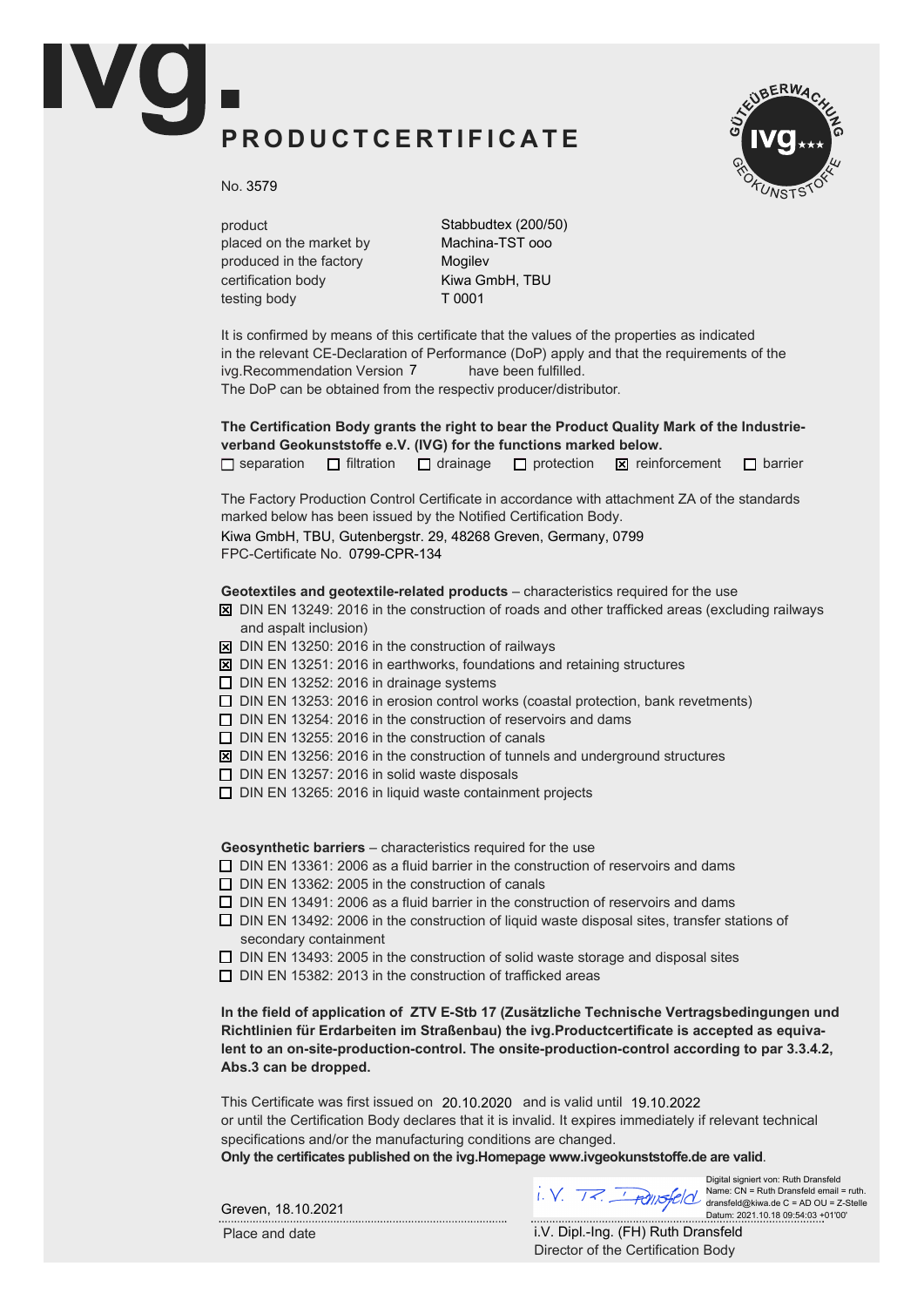# PRODUCTCERTIFICATE

No. 3579

| | |
|---|---|
| product | Stabbudtex (200/50) |
| placed on the market by | Machina-TST ooo |
| produced in the factory | Mogilev |
| certification body | Kiwa GmbH, TBU |
| testing body | T 0001 |

It is confirmed by means of this certificate that the values of the properties as indicated in the relevant CE-Declaration of Performance (DoP) apply and that the requirements of the ivg.Recommendation Version 7 have been fulfilled.
The DoP can be obtained from the respectiv producer/distributor.

**The Certification Body grants the right to bear the Product Quality Mark of the Industrieverband Geokunststoffe e.V. (IVG) for the functions marked below.**

☐ separation ☐ filtration ☐ drainage ☐ protection ☒ reinforcement ☐ barrier

The Factory Production Control Certificate in accordance with attachment ZA of the standards marked below has been issued by the Notified Certification Body.
Kiwa GmbH, TBU, Gutenbergstr. 29, 48268 Greven, Germany, 0799
FPC-Certificate No. 0799-CPR-134

**Geotextiles and geotextile-related products** – characteristics required for the use

- ☒ DIN EN 13249: 2016 in the construction of roads and other trafficked areas (excluding railways and aspalt inclusion)
- ☒ DIN EN 13250: 2016 in the construction of railways
- ☒ DIN EN 13251: 2016 in earthworks, foundations and retaining structures
- ☐ DIN EN 13252: 2016 in drainage systems
- ☐ DIN EN 13253: 2016 in erosion control works (coastal protection, bank revetments)
- ☐ DIN EN 13254: 2016 in the construction of reservoirs and dams
- ☐ DIN EN 13255: 2016 in the construction of canals
- ☒ DIN EN 13256: 2016 in the construction of tunnels and underground structures
- ☐ DIN EN 13257: 2016 in solid waste disposals
- ☐ DIN EN 13265: 2016 in liquid waste containment projects

**Geosynthetic barriers** – characteristics required for the use

- ☐ DIN EN 13361: 2006 as a fluid barrier in the construction of reservoirs and dams
- ☐ DIN EN 13362: 2005 in the construction of canals
- ☐ DIN EN 13491: 2006 as a fluid barrier in the construction of reservoirs and dams
- ☐ DIN EN 13492: 2006 in the construction of liquid waste disposal sites, transfer stations of secondary containment
- ☐ DIN EN 13493: 2005 in the construction of solid waste storage and disposal sites
- ☐ DIN EN 15382: 2013 in the construction of trafficked areas

**In the field of application of ZTV E-Stb 17 (Zusätzliche Technische Vertragsbedingungen und Richtlinien für Erdarbeiten im Straßenbau) the ivg.Productcertificate is accepted as equivalent to an on-site-production-control. The onsite-production-control according to par 3.3.4.2, Abs.3 can be dropped.**

This Certificate was first issued on 20.10.2020 and is valid until 19.10.2022 or until the Certification Body declares that it is invalid. It expires immediately if relevant technical specifications and/or the manufacturing conditions are changed.
**Only the certificates published on the ivg.Homepage www.ivgeokunststoffe.de are valid**.

Greven, 18.10.2021
Place and date

i.V. R. Dransfeld
Digital signiert von: Ruth Dransfeld
Name: CN = Ruth Dransfeld email = ruth.dransfeld@kiwa.de C = AD OU = Z-Stelle
Datum: 2021.10.18 09:54:03 +01'00'

i.V. Dipl.-Ing. (FH) Ruth Dransfeld
Director of the Certification Body